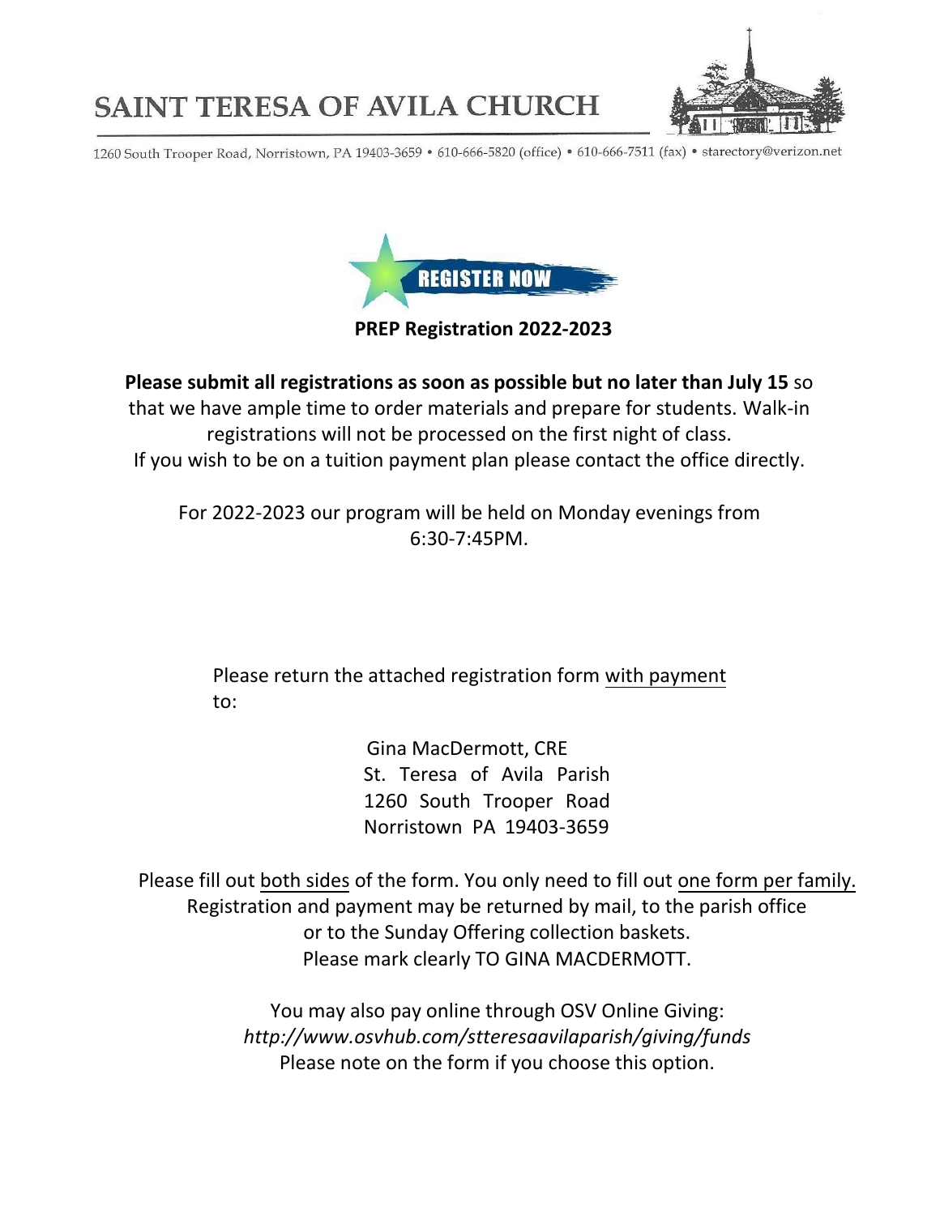# SAINT TERESA OF AVILA CHURCH

1260 South Trooper Road, Norristown, PA 19403-3659 • 610-666-5820 (office) • 610-666-7511 (fax) • starectory@verizon.net

REGISTER NOW

**PREP Registration 2022-2023**

**Please submit all registrations as soon as possible but no later than July 15** so that we have ample time to order materials and prepare for students. Walk-in registrations will not be processed on the first night of class.
If you wish to be on a tuition payment plan please contact the office directly.

For 2022-2023 our program will be held on Monday evenings from 6:30-7:45PM.

Please return the attached registration form with payment to:

Gina MacDermott, CRE
St. Teresa of Avila Parish
1260 South Trooper Road
Norristown PA 19403-3659

Please fill out both sides of the form. You only need to fill out one form per family.
Registration and payment may be returned by mail, to the parish office or to the Sunday Offering collection baskets.
Please mark clearly TO GINA MACDERMOTT.

You may also pay online through OSV Online Giving:
*http://www.osvhub.com/stteresaavilaparish/giving/funds*
Please note on the form if you choose this option.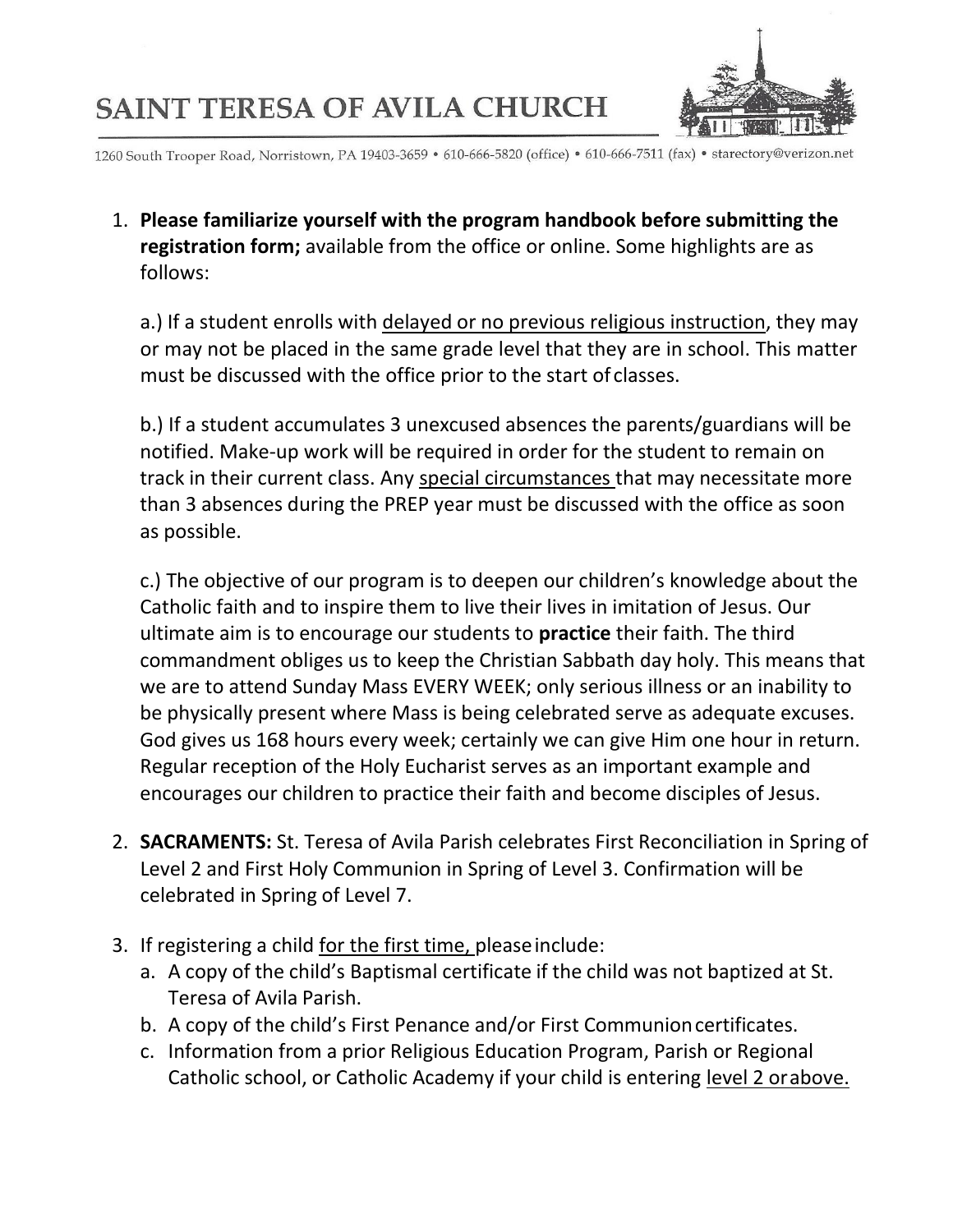# SAINT TERESA OF AVILA CHURCH

1260 South Trooper Road, Norristown, PA 19403-3659 • 610-666-5820 (office) • 610-666-7511 (fax) • starectory@verizon.net

1. **Please familiarize yourself with the program handbook before submitting the registration form;** available from the office or online. Some highlights are as follows:

   a.) If a student enrolls with <u>delayed or no previous religious instruction</u>, they may or may not be placed in the same grade level that they are in school. This matter must be discussed with the office prior to the start of classes.

   b.) If a student accumulates 3 unexcused absences the parents/guardians will be notified. Make-up work will be required in order for the student to remain on track in their current class. Any <u>special circumstances</u> that may necessitate more than 3 absences during the PREP year must be discussed with the office as soon as possible.

   c.) The objective of our program is to deepen our children's knowledge about the Catholic faith and to inspire them to live their lives in imitation of Jesus. Our ultimate aim is to encourage our students to **practice** their faith. The third commandment obliges us to keep the Christian Sabbath day holy. This means that we are to attend Sunday Mass EVERY WEEK; only serious illness or an inability to be physically present where Mass is being celebrated serve as adequate excuses. God gives us 168 hours every week; certainly we can give Him one hour in return. Regular reception of the Holy Eucharist serves as an important example and encourages our children to practice their faith and become disciples of Jesus.

2. **SACRAMENTS:** St. Teresa of Avila Parish celebrates First Reconciliation in Spring of Level 2 and First Holy Communion in Spring of Level 3. Confirmation will be celebrated in Spring of Level 7.

3. If registering a child <u>for the first time,</u> please include:
   a. A copy of the child's Baptismal certificate if the child was not baptized at St. Teresa of Avila Parish.
   b. A copy of the child's First Penance and/or First Communion certificates.
   c. Information from a prior Religious Education Program, Parish or Regional Catholic school, or Catholic Academy if your child is entering <u>level 2 or above.</u>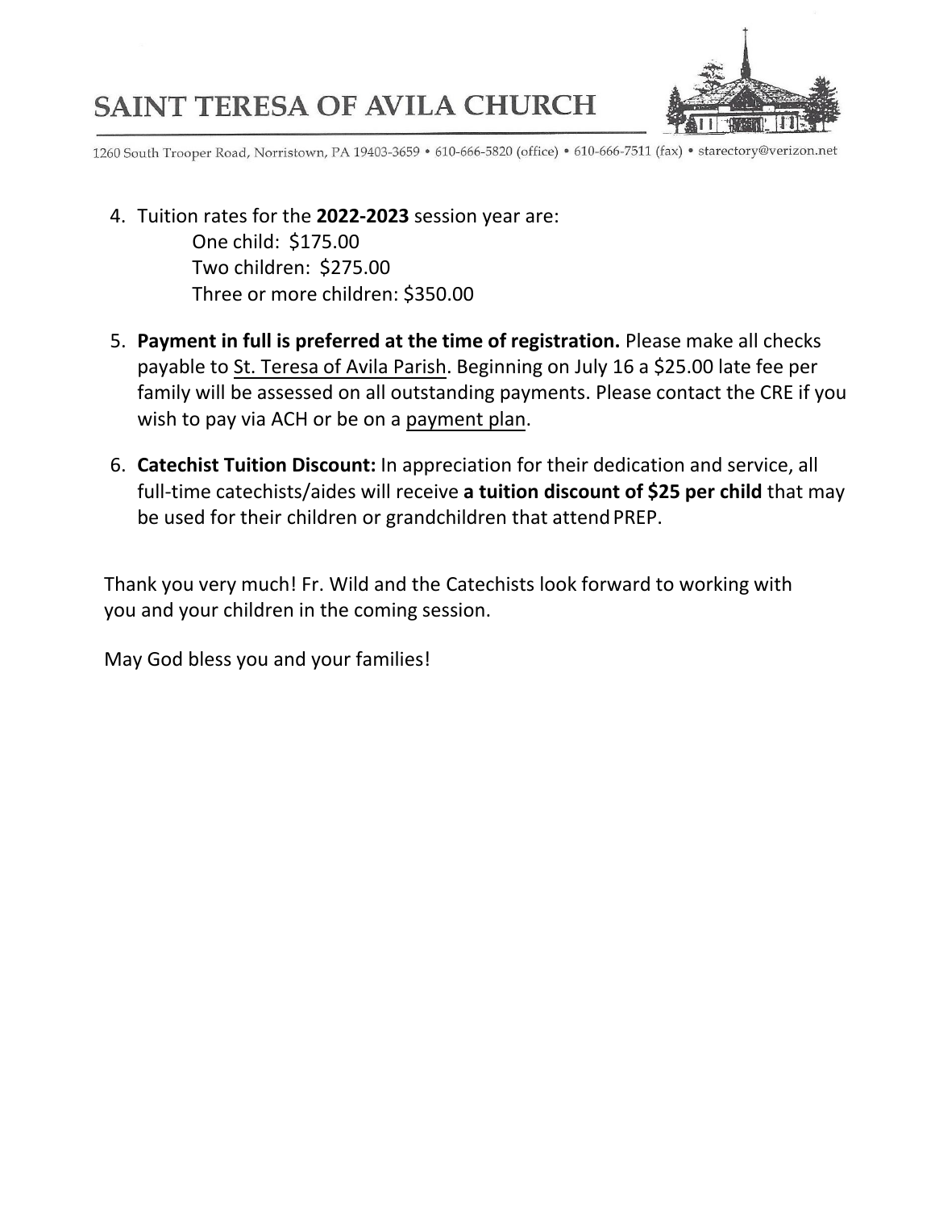# SAINT TERESA OF AVILA CHURCH

1260 South Trooper Road, Norristown, PA 19403-3659 • 610-666-5820 (office) • 610-666-7511 (fax) • starectory@verizon.net

4. Tuition rates for the **2022-2023** session year are:
   One child: $175.00
   Two children: $275.00
   Three or more children: $350.00

5. **Payment in full is preferred at the time of registration.** Please make all checks payable to St. Teresa of Avila Parish. Beginning on July 16 a $25.00 late fee per family will be assessed on all outstanding payments. Please contact the CRE if you wish to pay via ACH or be on a payment plan.

6. **Catechist Tuition Discount:** In appreciation for their dedication and service, all full-time catechists/aides will receive **a tuition discount of $25 per child** that may be used for their children or grandchildren that attend PREP.

Thank you very much! Fr. Wild and the Catechists look forward to working with you and your children in the coming session.

May God bless you and your families!